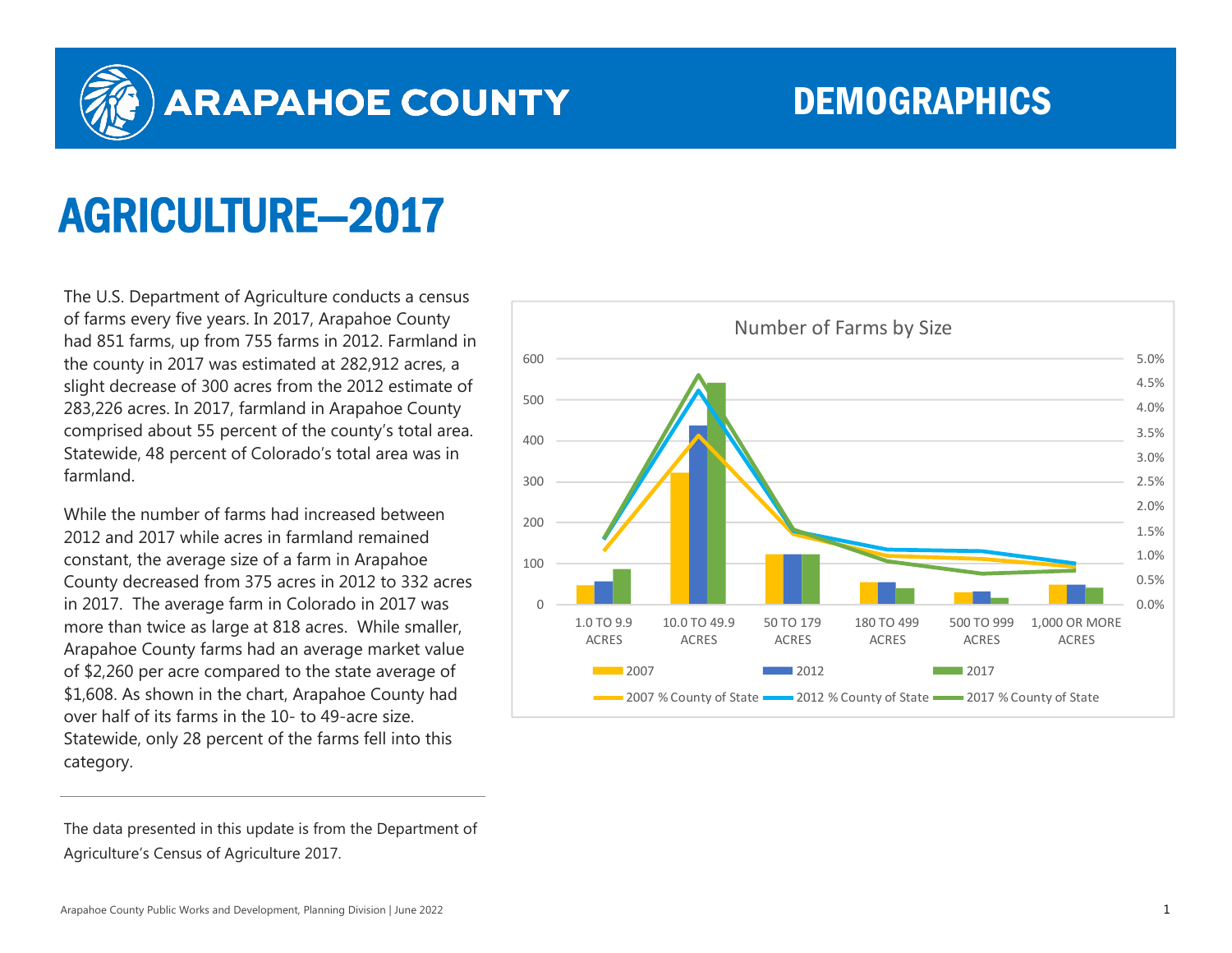# ARAPAHOE COUNTY

# DEMOGRAPHICS

## AGRICULTURE—2017

The U.S. Department of Agriculture conducts a census of farms every five years. In 2017, Arapahoe County had 851 farms, up from 755 farms in 2012. Farmland in the county in 2017 was estimated at 282,912 acres, a slight decrease of 300 acres from the 2012 estimate of 283,226 acres. In 2017, farmland in Arapahoe County comprised about 55 percent of the county's total area. Statewide, 48 percent of Colorado's total area was in farmland.

While the number of farms had increased between 2012 and 2017 while acres in farmland remained constant, the average size of a farm in Arapahoe County decreased from 375 acres in 2012 to 332 acres in 2017. The average farm in Colorado in 2017 was more than twice as large at 818 acres. While smaller, Arapahoe County farms had an average market value of $2,260 per acre compared to the state average of $1,608. As shown in the chart, Arapahoe County had over half of its farms in the 10- to 49-acre size. Statewide, only 28 percent of the farms fell into this category.

Number of Farms by Size

(Chart categories: 1.0 TO 9.9 ACRES; 10.0 TO 49.9 ACRES; 50 TO 179 ACRES; 180 TO 499 ACRES; 500 TO 999 ACRES; 1,000 OR MORE ACRES. Series: 2007, 2012, 2017, 2007 % County of State, 2012 % County of State, 2017 % County of State)

---

The data presented in this update is from the Department of Agriculture's Census of Agriculture 2017.

Arapahoe County Public Works and Development, Planning Division | June 2022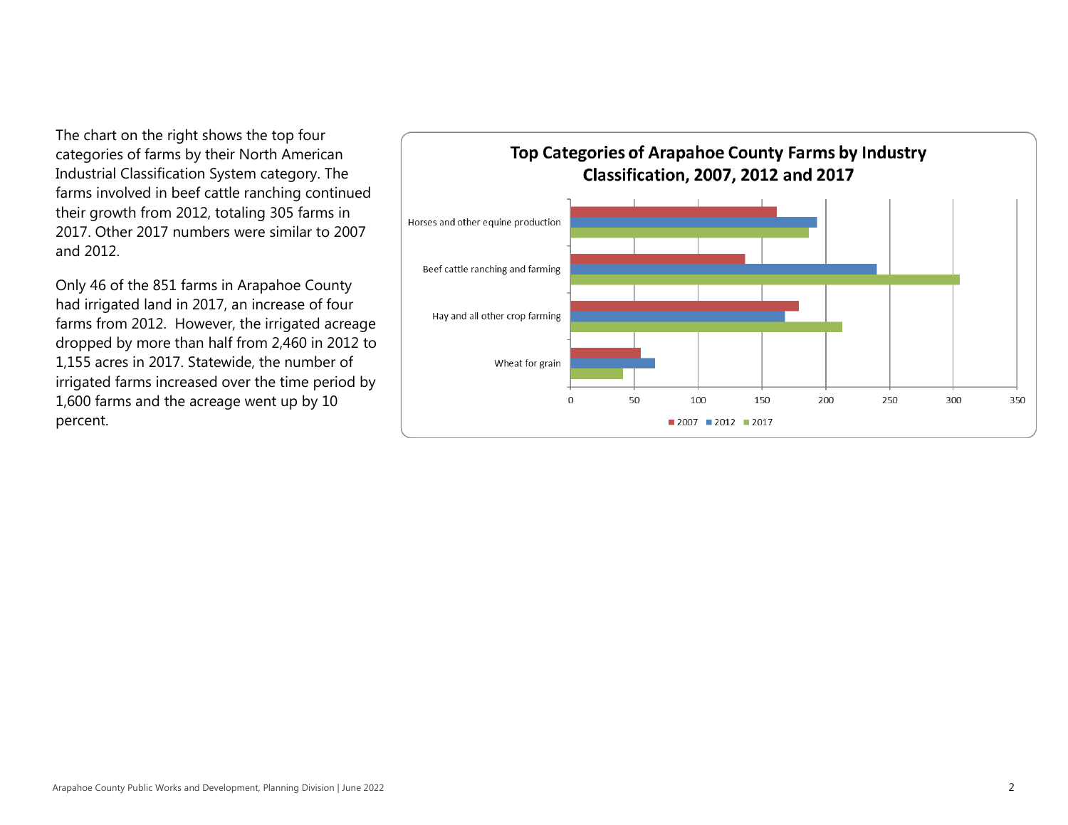The chart on the right shows the top four categories of farms by their North American Industrial Classification System category. The farms involved in beef cattle ranching continued their growth from 2012, totaling 305 farms in 2017. Other 2017 numbers were similar to 2007 and 2012.

Only 46 of the 851 farms in Arapahoe County had irrigated land in 2017, an increase of four farms from 2012. However, the irrigated acreage dropped by more than half from 2,460 in 2012 to 1,155 acres in 2017. Statewide, the number of irrigated farms increased over the time period by 1,600 farms and the acreage went up by 10 percent.

**Top Categories of Arapahoe County Farms by Industry Classification, 2007, 2012 and 2017**

Horses and other equine production

Beef cattle ranching and farming

Hay and all other crop farming

Wheat for grain

0 50 100 150 200 250 300 350

2007 2012 2017